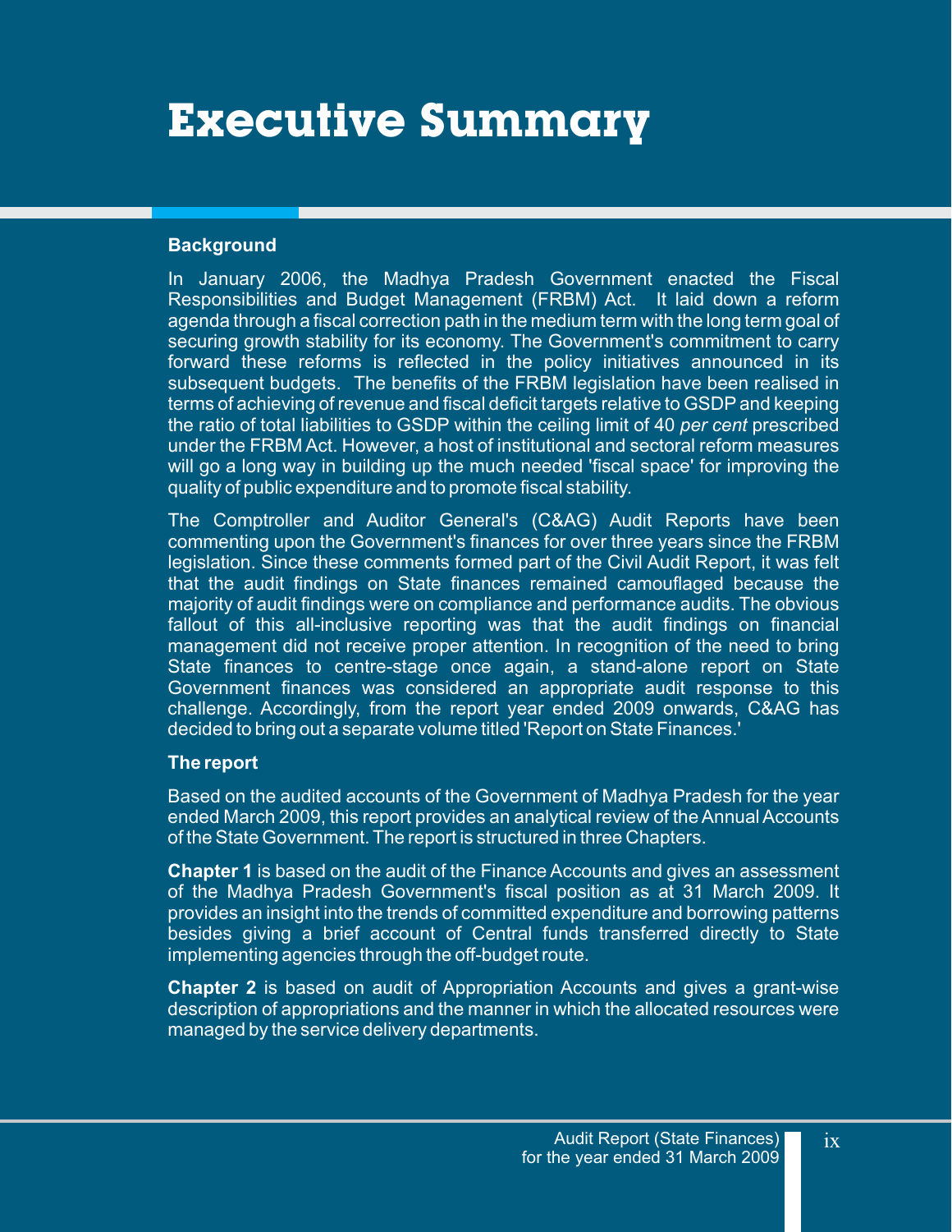# Executive Summary

### Background

In January 2006, the Madhya Pradesh Government enacted the Fiscal Responsibilities and Budget Management (FRBM) Act. It laid down a reform agenda through a fiscal correction path in the medium term with the long term goal of securing growth stability for its economy. The Government's commitment to carry forward these reforms is reflected in the policy initiatives announced in its subsequent budgets. The benefits of the FRBM legislation have been realised in terms of achieving of revenue and fiscal deficit targets relative to GSDP and keeping the ratio of total liabilities to GSDP within the ceiling limit of 40 *per cent* prescribed under the FRBM Act. However, a host of institutional and sectoral reform measures will go a long way in building up the much needed 'fiscal space' for improving the quality of public expenditure and to promote fiscal stability.

The Comptroller and Auditor General's (C&AG) Audit Reports have been commenting upon the Government's finances for over three years since the FRBM legislation. Since these comments formed part of the Civil Audit Report, it was felt that the audit findings on State finances remained camouflaged because the majority of audit findings were on compliance and performance audits. The obvious fallout of this all-inclusive reporting was that the audit findings on financial management did not receive proper attention. In recognition of the need to bring State finances to centre-stage once again, a stand-alone report on State Government finances was considered an appropriate audit response to this challenge. Accordingly, from the report year ended 2009 onwards, C&AG has decided to bring out a separate volume titled 'Report on State Finances.'

### The report

Based on the audited accounts of the Government of Madhya Pradesh for the year ended March 2009, this report provides an analytical review of the Annual Accounts of the State Government. The report is structured in three Chapters.

**Chapter 1** is based on the audit of the Finance Accounts and gives an assessment of the Madhya Pradesh Government's fiscal position as at 31 March 2009. It provides an insight into the trends of committed expenditure and borrowing patterns besides giving a brief account of Central funds transferred directly to State implementing agencies through the off-budget route.

**Chapter 2** is based on audit of Appropriation Accounts and gives a grant-wise description of appropriations and the manner in which the allocated resources were managed by the service delivery departments.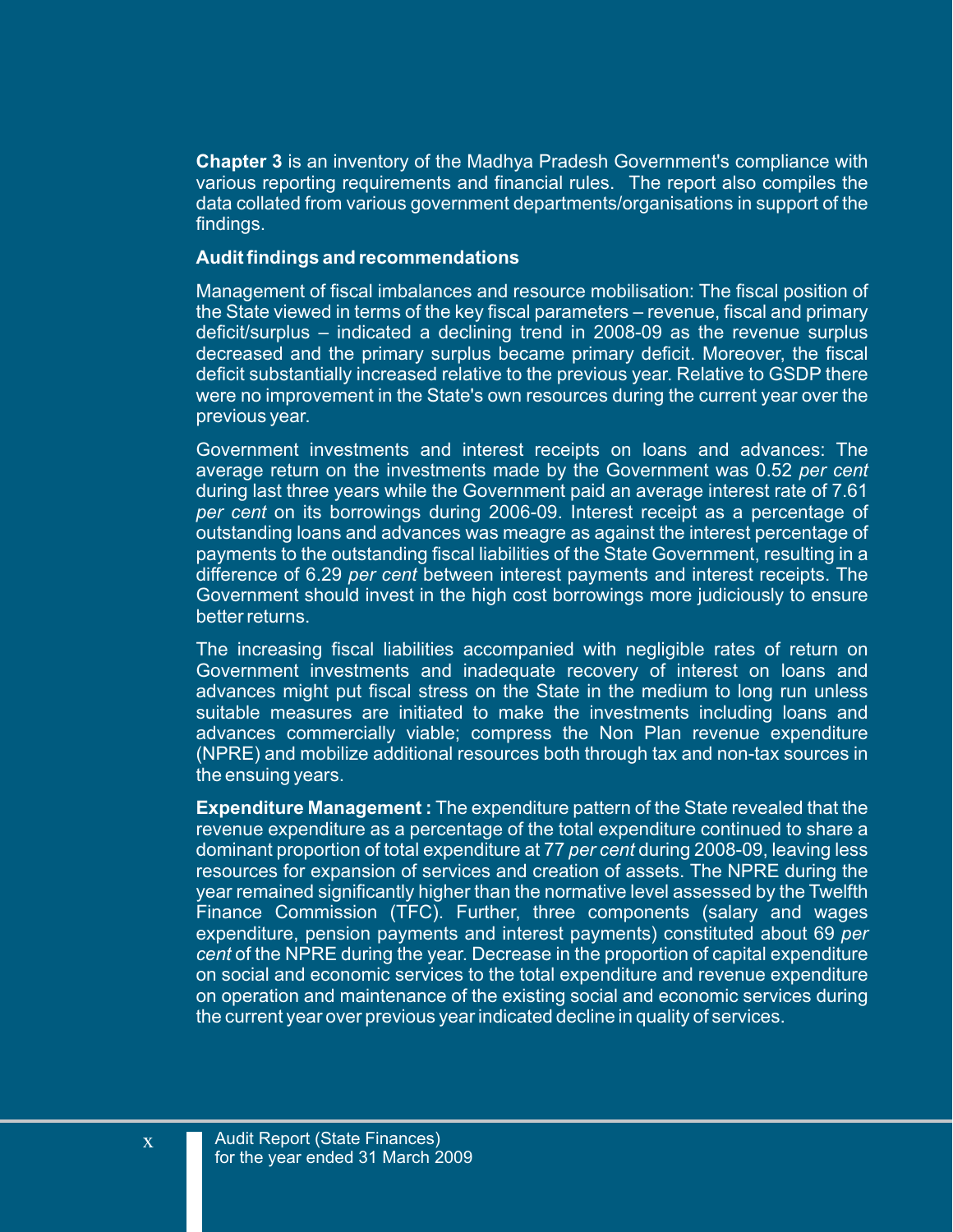**Chapter 3** is an inventory of the Madhya Pradesh Government's compliance with various reporting requirements and financial rules. The report also compiles the data collated from various government departments/organisations in support of the findings.

**Audit findings and recommendations**

Management of fiscal imbalances and resource mobilisation: The fiscal position of the State viewed in terms of the key fiscal parameters – revenue, fiscal and primary deficit/surplus – indicated a declining trend in 2008-09 as the revenue surplus decreased and the primary surplus became primary deficit. Moreover, the fiscal deficit substantially increased relative to the previous year. Relative to GSDP there were no improvement in the State's own resources during the current year over the previous year.

Government investments and interest receipts on loans and advances: The average return on the investments made by the Government was 0.52 *per cent* during last three years while the Government paid an average interest rate of 7.61 *per cent* on its borrowings during 2006-09. Interest receipt as a percentage of outstanding loans and advances was meagre as against the interest percentage of payments to the outstanding fiscal liabilities of the State Government, resulting in a difference of 6.29 *per cent* between interest payments and interest receipts. The Government should invest in the high cost borrowings more judiciously to ensure better returns.

The increasing fiscal liabilities accompanied with negligible rates of return on Government investments and inadequate recovery of interest on loans and advances might put fiscal stress on the State in the medium to long run unless suitable measures are initiated to make the investments including loans and advances commercially viable; compress the Non Plan revenue expenditure (NPRE) and mobilize additional resources both through tax and non-tax sources in the ensuing years.

**Expenditure Management :** The expenditure pattern of the State revealed that the revenue expenditure as a percentage of the total expenditure continued to share a dominant proportion of total expenditure at 77 *per cent* during 2008-09, leaving less resources for expansion of services and creation of assets. The NPRE during the year remained significantly higher than the normative level assessed by the Twelfth Finance Commission (TFC). Further, three components (salary and wages expenditure, pension payments and interest payments) constituted about 69 *per cent* of the NPRE during the year. Decrease in the proportion of capital expenditure on social and economic services to the total expenditure and revenue expenditure on operation and maintenance of the existing social and economic services during the current year over previous year indicated decline in quality of services.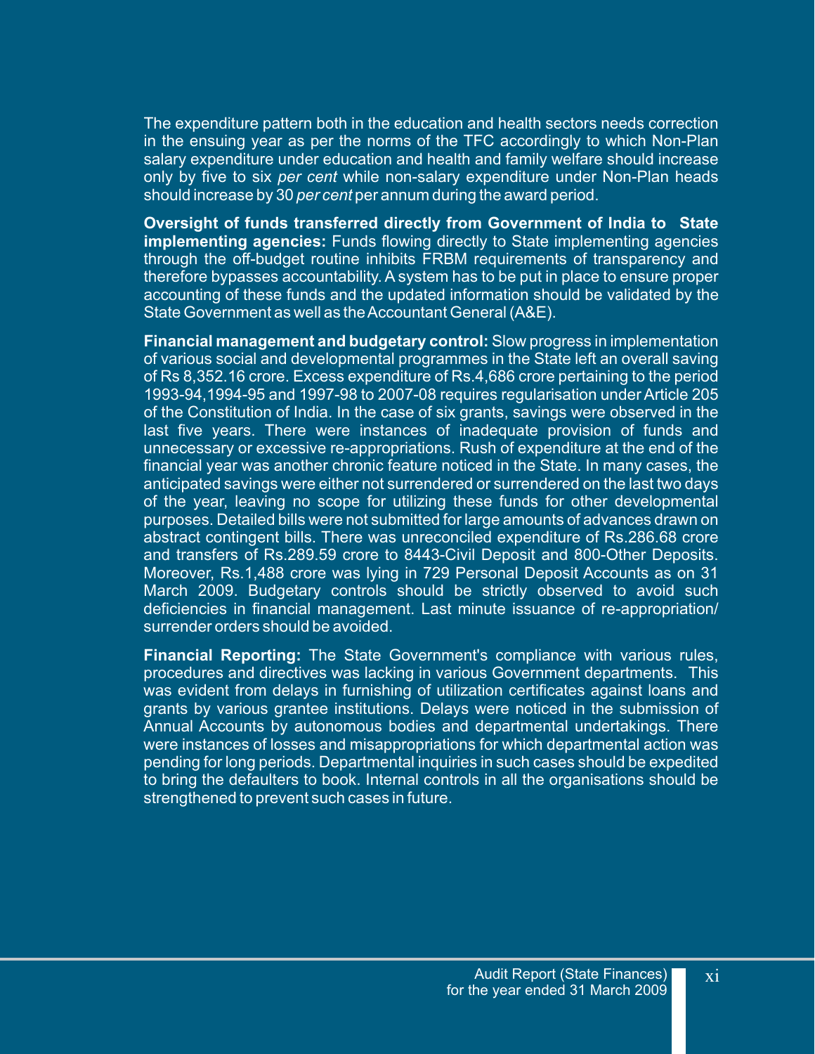The expenditure pattern both in the education and health sectors needs correction in the ensuing year as per the norms of the TFC accordingly to which Non-Plan salary expenditure under education and health and family welfare should increase only by five to six *per cent* while non-salary expenditure under Non-Plan heads should increase by 30 *per cent* per annum during the award period.

**Oversight of funds transferred directly from Government of India to State implementing agencies:** Funds flowing directly to State implementing agencies through the off-budget routine inhibits FRBM requirements of transparency and therefore bypasses accountability. A system has to be put in place to ensure proper accounting of these funds and the updated information should be validated by the State Government as well as the Accountant General (A&E).

**Financial management and budgetary control:** Slow progress in implementation of various social and developmental programmes in the State left an overall saving of Rs 8,352.16 crore. Excess expenditure of Rs.4,686 crore pertaining to the period 1993-94,1994-95 and 1997-98 to 2007-08 requires regularisation under Article 205 of the Constitution of India. In the case of six grants, savings were observed in the last five years. There were instances of inadequate provision of funds and unnecessary or excessive re-appropriations. Rush of expenditure at the end of the financial year was another chronic feature noticed in the State. In many cases, the anticipated savings were either not surrendered or surrendered on the last two days of the year, leaving no scope for utilizing these funds for other developmental purposes. Detailed bills were not submitted for large amounts of advances drawn on abstract contingent bills. There was unreconciled expenditure of Rs.286.68 crore and transfers of Rs.289.59 crore to 8443-Civil Deposit and 800-Other Deposits. Moreover, Rs.1,488 crore was lying in 729 Personal Deposit Accounts as on 31 March 2009. Budgetary controls should be strictly observed to avoid such deficiencies in financial management. Last minute issuance of re-appropriation/ surrender orders should be avoided.

**Financial Reporting:** The State Government's compliance with various rules, procedures and directives was lacking in various Government departments. This was evident from delays in furnishing of utilization certificates against loans and grants by various grantee institutions. Delays were noticed in the submission of Annual Accounts by autonomous bodies and departmental undertakings. There were instances of losses and misappropriations for which departmental action was pending for long periods. Departmental inquiries in such cases should be expedited to bring the defaulters to book. Internal controls in all the organisations should be strengthened to prevent such cases in future.